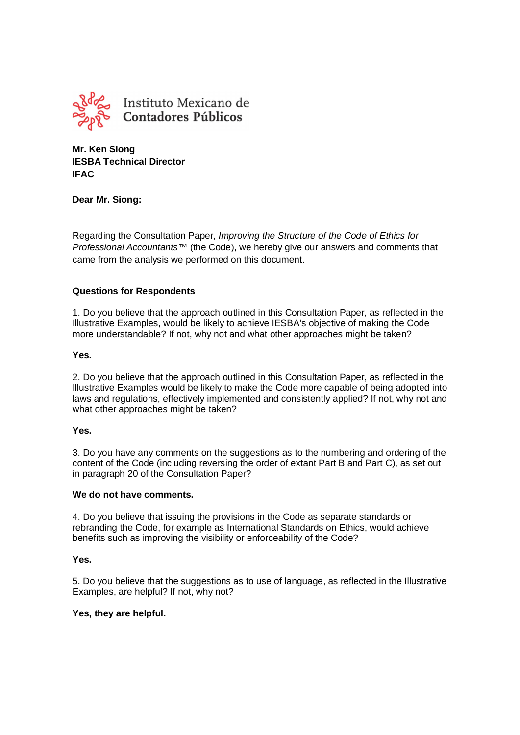Instituto Mexicano de **Contadores Públicos**

**Mr. Ken Siong**
**IESBA Technical Director**
**IFAC**

**Dear Mr. Siong:**

Regarding the Consultation Paper, *Improving the Structure of the Code of Ethics for Professional Accountants*™ (the Code), we hereby give our answers and comments that came from the analysis we performed on this document.

**Questions for Respondents**

1. Do you believe that the approach outlined in this Consultation Paper, as reflected in the Illustrative Examples, would be likely to achieve IESBA's objective of making the Code more understandable? If not, why not and what other approaches might be taken?

**Yes.**

2. Do you believe that the approach outlined in this Consultation Paper, as reflected in the Illustrative Examples would be likely to make the Code more capable of being adopted into laws and regulations, effectively implemented and consistently applied? If not, why not and what other approaches might be taken?

**Yes.**

3. Do you have any comments on the suggestions as to the numbering and ordering of the content of the Code (including reversing the order of extant Part B and Part C), as set out in paragraph 20 of the Consultation Paper?

**We do not have comments.**

4. Do you believe that issuing the provisions in the Code as separate standards or rebranding the Code, for example as International Standards on Ethics, would achieve benefits such as improving the visibility or enforceability of the Code?

**Yes.**

5. Do you believe that the suggestions as to use of language, as reflected in the Illustrative Examples, are helpful? If not, why not?

**Yes, they are helpful.**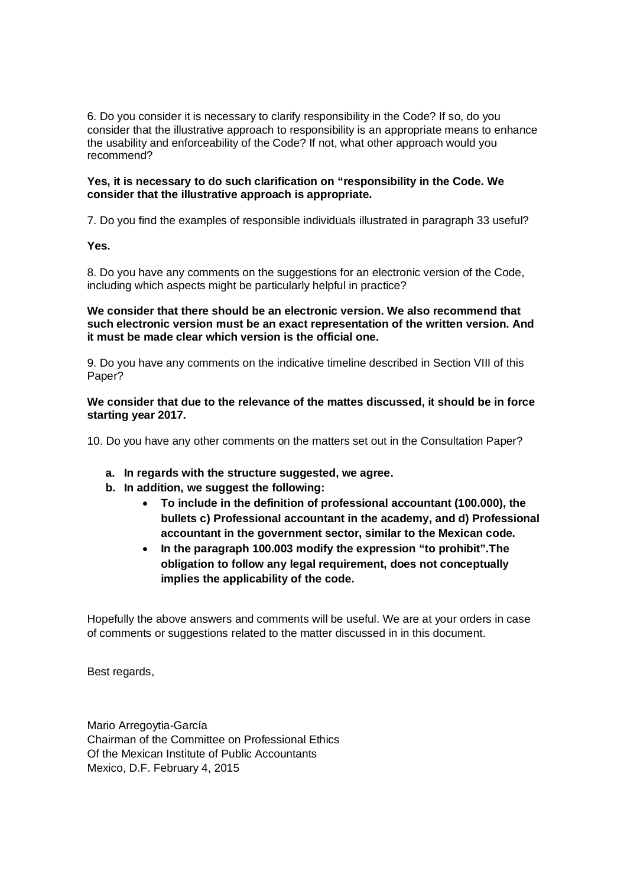6. Do you consider it is necessary to clarify responsibility in the Code? If so, do you consider that the illustrative approach to responsibility is an appropriate means to enhance the usability and enforceability of the Code? If not, what other approach would you recommend?

**Yes, it is necessary to do such clarification on "responsibility in the Code. We consider that the illustrative approach is appropriate.**

7. Do you find the examples of responsible individuals illustrated in paragraph 33 useful?

**Yes.**

8. Do you have any comments on the suggestions for an electronic version of the Code, including which aspects might be particularly helpful in practice?

**We consider that there should be an electronic version. We also recommend that such electronic version must be an exact representation of the written version. And it must be made clear which version is the official one.**

9. Do you have any comments on the indicative timeline described in Section VIII of this Paper?

**We consider that due to the relevance of the mattes discussed, it should be in force starting year 2017.**

10. Do you have any other comments on the matters set out in the Consultation Paper?

a. **In regards with the structure suggested, we agree.**
b. **In addition, we suggest the following:**
    - **To include in the definition of professional accountant (100.000), the bullets c) Professional accountant in the academy, and d) Professional accountant in the government sector, similar to the Mexican code.**
    - **In the paragraph 100.003 modify the expression "to prohibit".The obligation to follow any legal requirement, does not conceptually implies the applicability of the code.**

Hopefully the above answers and comments will be useful. We are at your orders in case of comments or suggestions related to the matter discussed in in this document.

Best regards,

Mario Arregoytia-García
Chairman of the Committee on Professional Ethics
Of the Mexican Institute of Public Accountants
Mexico, D.F. February 4, 2015